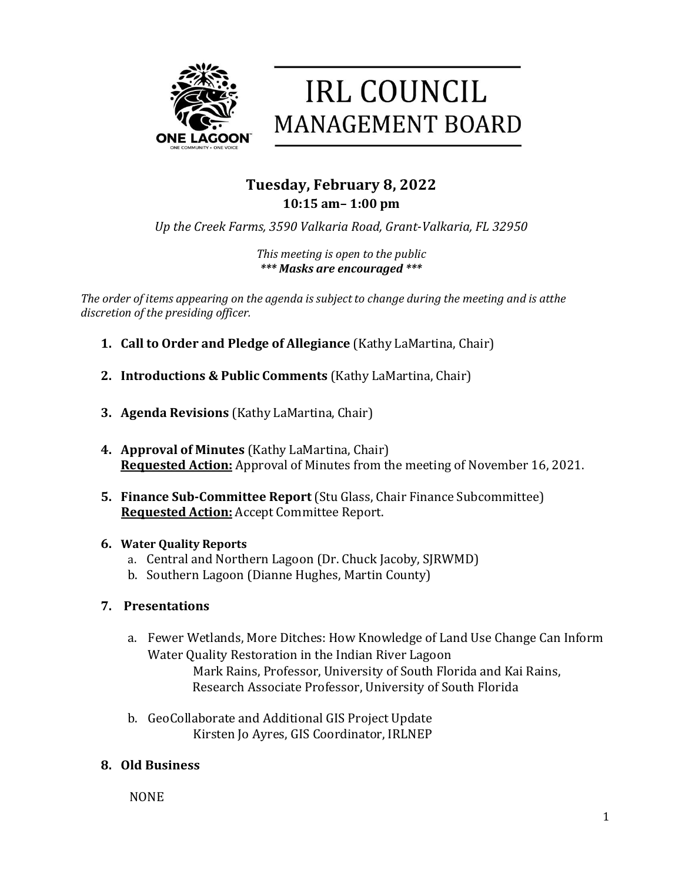# IRL COUNCIL MANAGEMENT BOARD

ONE LAGOON

ONE COMMUNITY • ONE VOICE

## Tuesday, February 8, 2022

### 10:15 am– 1:00 pm

*Up the Creek Farms, 3590 Valkaria Road, Grant-Valkaria, FL 32950*

*This meeting is open to the public*
***\*\*\* Masks are encouraged \*\*\****

*The order of items appearing on the agenda is subject to change during the meeting and is atthe discretion of the presiding officer.*

1. **Call to Order and Pledge of Allegiance** (Kathy LaMartina, Chair)

2. **Introductions & Public Comments** (Kathy LaMartina, Chair)

3. **Agenda Revisions** (Kathy LaMartina, Chair)

4. **Approval of Minutes** (Kathy LaMartina, Chair)
   **Requested Action:** Approval of Minutes from the meeting of November 16, 2021.

5. **Finance Sub-Committee Report** (Stu Glass, Chair Finance Subcommittee)
   **Requested Action:** Accept Committee Report.

6. **Water Quality Reports**
   a. Central and Northern Lagoon (Dr. Chuck Jacoby, SJRWMD)
   b. Southern Lagoon (Dianne Hughes, Martin County)

7. **Presentations**

   a. Fewer Wetlands, More Ditches: How Knowledge of Land Use Change Can Inform Water Quality Restoration in the Indian River Lagoon
      Mark Rains, Professor, University of South Florida and Kai Rains, Research Associate Professor, University of South Florida

   b. GeoCollaborate and Additional GIS Project Update
      Kirsten Jo Ayres, GIS Coordinator, IRLNEP

8. **Old Business**

   NONE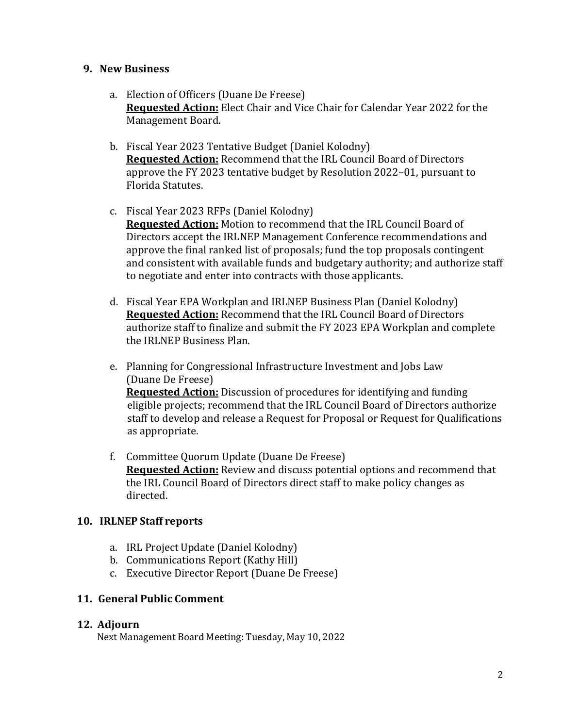## 9. New Business

a. Election of Officers (Duane De Freese)
   **Requested Action:** Elect Chair and Vice Chair for Calendar Year 2022 for the Management Board.

b. Fiscal Year 2023 Tentative Budget (Daniel Kolodny)
   **Requested Action:** Recommend that the IRL Council Board of Directors approve the FY 2023 tentative budget by Resolution 2022–01, pursuant to Florida Statutes.

c. Fiscal Year 2023 RFPs (Daniel Kolodny)
   **Requested Action:** Motion to recommend that the IRL Council Board of Directors accept the IRLNEP Management Conference recommendations and approve the final ranked list of proposals; fund the top proposals contingent and consistent with available funds and budgetary authority; and authorize staff to negotiate and enter into contracts with those applicants.

d. Fiscal Year EPA Workplan and IRLNEP Business Plan (Daniel Kolodny)
   **Requested Action:** Recommend that the IRL Council Board of Directors authorize staff to finalize and submit the FY 2023 EPA Workplan and complete the IRLNEP Business Plan.

e. Planning for Congressional Infrastructure Investment and Jobs Law (Duane De Freese)
   **Requested Action:** Discussion of procedures for identifying and funding eligible projects; recommend that the IRL Council Board of Directors authorize staff to develop and release a Request for Proposal or Request for Qualifications as appropriate.

f. Committee Quorum Update (Duane De Freese)
   **Requested Action:** Review and discuss potential options and recommend that the IRL Council Board of Directors direct staff to make policy changes as directed.

## 10. IRLNEP Staff reports

a. IRL Project Update (Daniel Kolodny)
b. Communications Report (Kathy Hill)
c. Executive Director Report (Duane De Freese)

## 11. General Public Comment

## 12. Adjourn

Next Management Board Meeting: Tuesday, May 10, 2022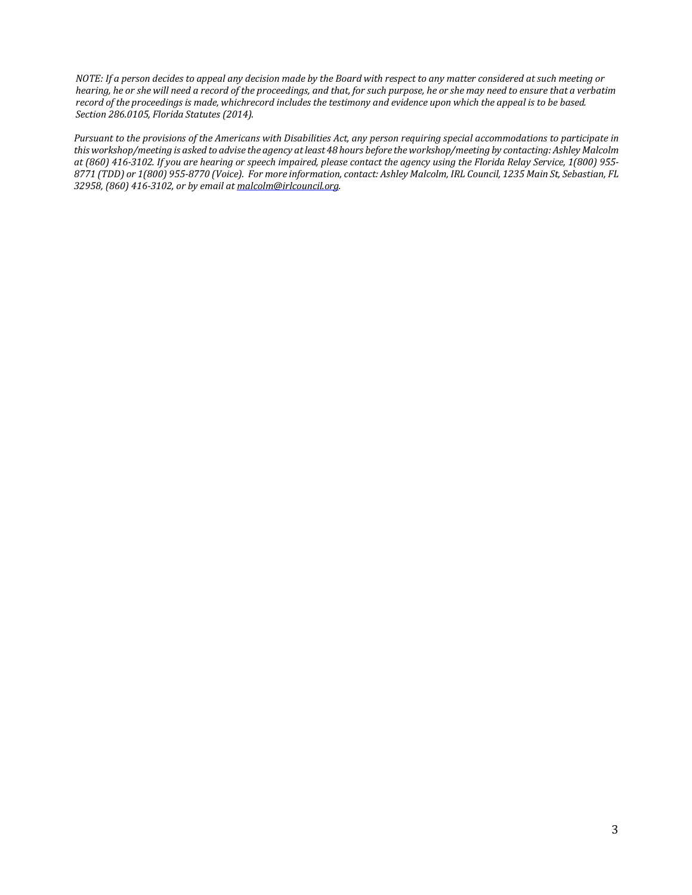*NOTE: If a person decides to appeal any decision made by the Board with respect to any matter considered at such meeting or hearing, he or she will need a record of the proceedings, and that, for such purpose, he or she may need to ensure that a verbatim record of the proceedings is made, whichrecord includes the testimony and evidence upon which the appeal is to be based. Section 286.0105, Florida Statutes (2014).*

*Pursuant to the provisions of the Americans with Disabilities Act, any person requiring special accommodations to participate in this workshop/meeting is asked to advise the agency at least 48 hours before the workshop/meeting by contacting: Ashley Malcolm at (860) 416-3102. If you are hearing or speech impaired, please contact the agency using the Florida Relay Service, 1(800) 955-8771 (TDD) or 1(800) 955-8770 (Voice). For more information, contact: Ashley Malcolm, IRL Council, 1235 Main St, Sebastian, FL 32958, (860) 416-3102, or by email at malcolm@irlcouncil.org.*